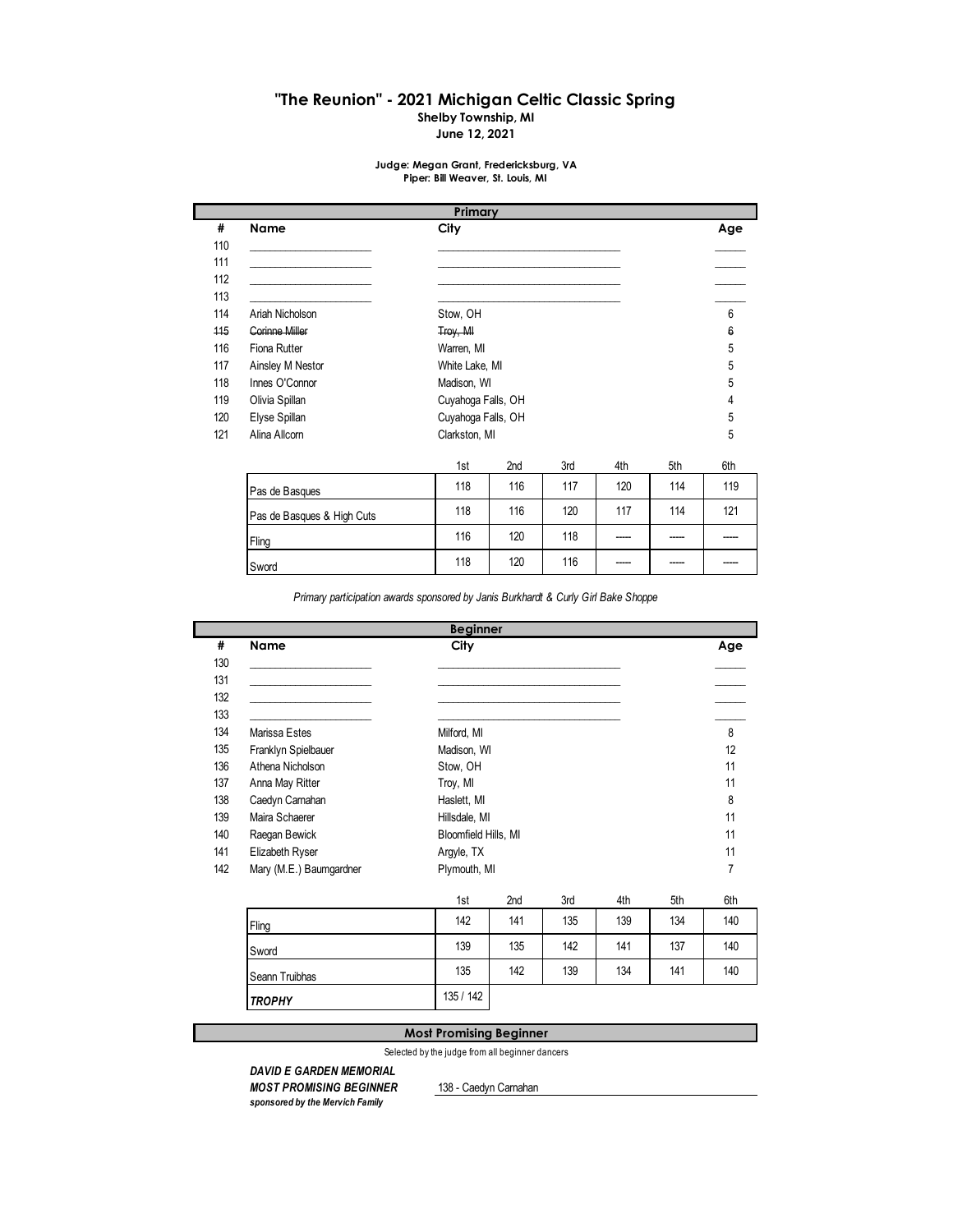# "The Reunion" - 2021 Michigan Celtic Classic Spring

**Shelby Township, MI**

**June 12, 2021**

**Judge: Megan Grant, Fredericksburg, VA**
**Piper: Bill Weaver, St. Louis, MI**

## Primary

| # | Name | City | Age |
|---|---|---|---|
| 110 | ____________________ | ______________________________ | _____ |
| 111 | ____________________ | ______________________________ | _____ |
| 112 | ____________________ | ______________________________ | _____ |
| 113 | ____________________ | ______________________________ | _____ |
| 114 | Ariah Nicholson | Stow, OH | 6 |
| ~~115~~ | ~~Corinne Miller~~ | ~~Troy, MI~~ | ~~6~~ |
| 116 | Fiona Rutter | Warren, MI | 5 |
| 117 | Ainsley M Nestor | White Lake, MI | 5 |
| 118 | Innes O'Connor | Madison, WI | 5 |
| 119 | Olivia Spillan | Cuyahoga Falls, OH | 4 |
| 120 | Elyse Spillan | Cuyahoga Falls, OH | 5 |
| 121 | Alina Allcorn | Clarkston, MI | 5 |

| | 1st | 2nd | 3rd | 4th | 5th | 6th |
|---|---|---|---|---|---|---|
| Pas de Basques | 118 | 116 | 117 | 120 | 114 | 119 |
| Pas de Basques & High Cuts | 118 | 116 | 120 | 117 | 114 | 121 |
| Fling | 116 | 120 | 118 | ----- | ----- | ----- |
| Sword | 118 | 120 | 116 | ----- | ----- | ----- |

*Primary participation awards sponsored by Janis Burkhardt & Curly Girl Bake Shoppe*

## Beginner

| # | Name | City | Age |
|---|---|---|---|
| 130 | ____________________ | ______________________________ | _____ |
| 131 | ____________________ | ______________________________ | _____ |
| 132 | ____________________ | ______________________________ | _____ |
| 133 | ____________________ | ______________________________ | _____ |
| 134 | Marissa Estes | Milford, MI | 8 |
| 135 | Franklyn Spielbauer | Madison, WI | 12 |
| 136 | Athena Nicholson | Stow, OH | 11 |
| 137 | Anna May Ritter | Troy, MI | 11 |
| 138 | Caedyn Carnahan | Haslett, MI | 8 |
| 139 | Maira Schaerer | Hillsdale, MI | 11 |
| 140 | Raegan Bewick | Bloomfield Hills, MI | 11 |
| 141 | Elizabeth Ryser | Argyle, TX | 11 |
| 142 | Mary (M.E.) Baumgardner | Plymouth, MI | 7 |

| | 1st | 2nd | 3rd | 4th | 5th | 6th |
|---|---|---|---|---|---|---|
| Fling | 142 | 141 | 135 | 139 | 134 | 140 |
| Sword | 139 | 135 | 142 | 141 | 137 | 140 |
| Seann Truibhas | 135 | 142 | 139 | 134 | 141 | 140 |
| ***TROPHY*** | 135 / 142 | | | | | |

## Most Promising Beginner

Selected by the judge from all beginner dancers

***DAVID E GARDEN MEMORIAL***
***MOST PROMISING BEGINNER*** — 138 - Caedyn Carnahan
***sponsored by the Mervich Family***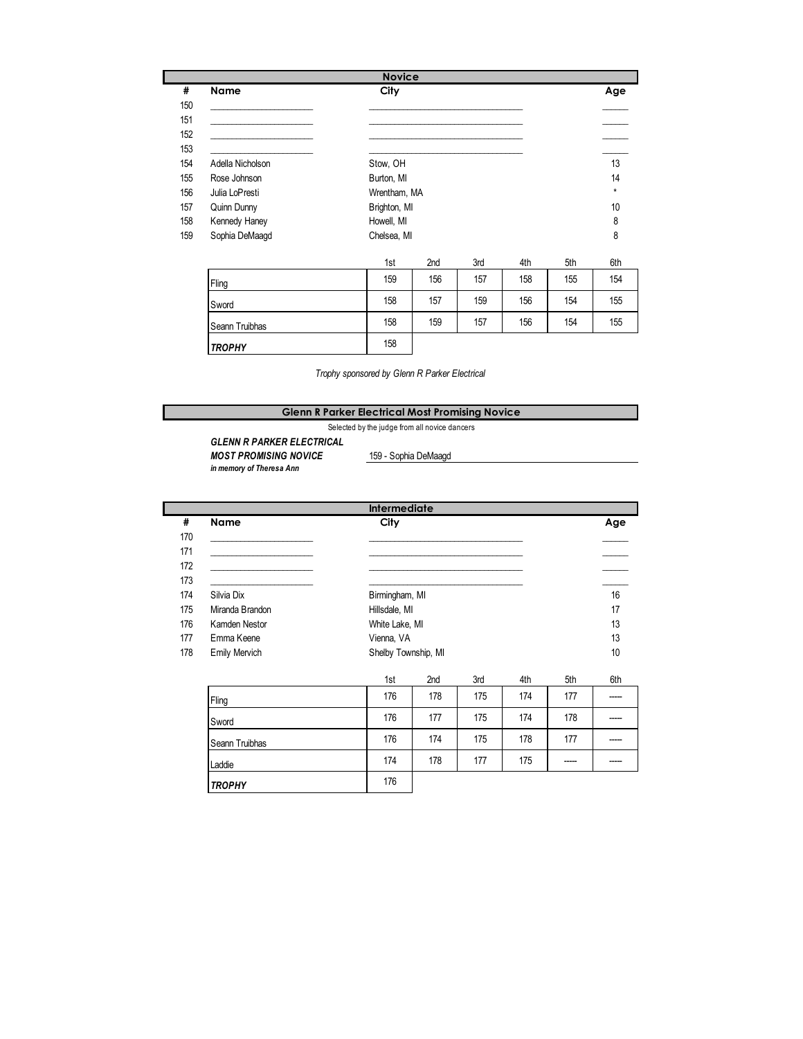## Novice

| # | Name | City | Age |
|---|---|---|---|
| 150 | ____________________ | ______________________________ | _____ |
| 151 | ____________________ | ______________________________ | _____ |
| 152 | ____________________ | ______________________________ | _____ |
| 153 | ____________________ | ______________________________ | _____ |
| 154 | Adella Nicholson | Stow, OH | 13 |
| 155 | Rose Johnson | Burton, MI | 14 |
| 156 | Julia LoPresti | Wrentham, MA | * |
| 157 | Quinn Dunny | Brighton, MI | 10 |
| 158 | Kennedy Haney | Howell, MI | 8 |
| 159 | Sophia DeMaagd | Chelsea, MI | 8 |

| | 1st | 2nd | 3rd | 4th | 5th | 6th |
|---|---|---|---|---|---|---|
| Fling | 159 | 156 | 157 | 158 | 155 | 154 |
| Sword | 158 | 157 | 159 | 156 | 154 | 155 |
| Seann Truibhas | 158 | 159 | 157 | 156 | 154 | 155 |
| ***TROPHY*** | 158 | | | | | |

*Trophy sponsored by Glenn R Parker Electrical*

## Glenn R Parker Electrical Most Promising Novice

Selected by the judge from all novice dancers

***GLENN R PARKER ELECTRICAL***
***MOST PROMISING NOVICE*** 159 - Sophia DeMaagd
***in memory of Theresa Ann***

## Intermediate

| # | Name | City | Age |
|---|---|---|---|
| 170 | ____________________ | ______________________________ | _____ |
| 171 | ____________________ | ______________________________ | _____ |
| 172 | ____________________ | ______________________________ | _____ |
| 173 | ____________________ | ______________________________ | _____ |
| 174 | Silvia Dix | Birmingham, MI | 16 |
| 175 | Miranda Brandon | Hillsdale, MI | 17 |
| 176 | Kamden Nestor | White Lake, MI | 13 |
| 177 | Emma Keene | Vienna, VA | 13 |
| 178 | Emily Mervich | Shelby Township, MI | 10 |

| | 1st | 2nd | 3rd | 4th | 5th | 6th |
|---|---|---|---|---|---|---|
| Fling | 176 | 178 | 175 | 174 | 177 | ----- |
| Sword | 176 | 177 | 175 | 174 | 178 | ----- |
| Seann Truibhas | 176 | 174 | 175 | 178 | 177 | ----- |
| Laddie | 174 | 178 | 177 | 175 | ----- | ----- |
| ***TROPHY*** | 176 | | | | | |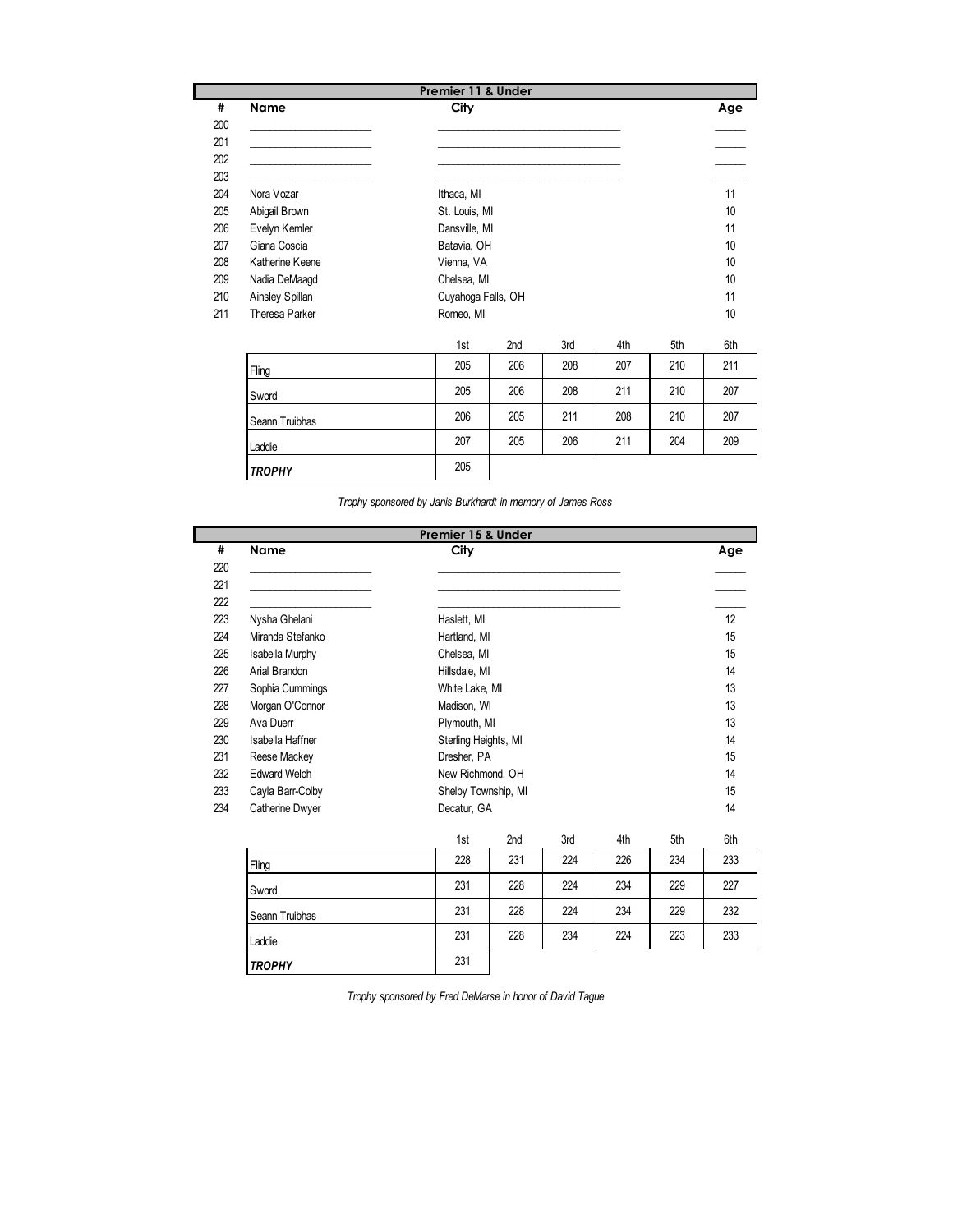## Premier 11 & Under

| # | Name | City | Age |
|---|---|---|---|
| 200 | ____________________ | ______________________________ | _____ |
| 201 | ____________________ | ______________________________ | _____ |
| 202 | ____________________ | ______________________________ | _____ |
| 203 | ____________________ | ______________________________ | _____ |
| 204 | Nora Vozar | Ithaca, MI | 11 |
| 205 | Abigail Brown | St. Louis, MI | 10 |
| 206 | Evelyn Kemler | Dansville, MI | 11 |
| 207 | Giana Coscia | Batavia, OH | 10 |
| 208 | Katherine Keene | Vienna, VA | 10 |
| 209 | Nadia DeMaagd | Chelsea, MI | 10 |
| 210 | Ainsley Spillan | Cuyahoga Falls, OH | 11 |
| 211 | Theresa Parker | Romeo, MI | 10 |

| | 1st | 2nd | 3rd | 4th | 5th | 6th |
|---|---|---|---|---|---|---|
| Fling | 205 | 206 | 208 | 207 | 210 | 211 |
| Sword | 205 | 206 | 208 | 211 | 210 | 207 |
| Seann Truibhas | 206 | 205 | 211 | 208 | 210 | 207 |
| Laddie | 207 | 205 | 206 | 211 | 204 | 209 |
| ***TROPHY*** | 205 | | | | | |

*Trophy sponsored by Janis Burkhardt in memory of James Ross*

## Premier 15 & Under

| # | Name | City | Age |
|---|---|---|---|
| 220 | ____________________ | ______________________________ | _____ |
| 221 | ____________________ | ______________________________ | _____ |
| 222 | ____________________ | ______________________________ | _____ |
| 223 | Nysha Ghelani | Haslett, MI | 12 |
| 224 | Miranda Stefanko | Hartland, MI | 15 |
| 225 | Isabella Murphy | Chelsea, MI | 15 |
| 226 | Arial Brandon | Hillsdale, MI | 14 |
| 227 | Sophia Cummings | White Lake, MI | 13 |
| 228 | Morgan O'Connor | Madison, WI | 13 |
| 229 | Ava Duerr | Plymouth, MI | 13 |
| 230 | Isabella Haffner | Sterling Heights, MI | 14 |
| 231 | Reese Mackey | Dresher, PA | 15 |
| 232 | Edward Welch | New Richmond, OH | 14 |
| 233 | Cayla Barr-Colby | Shelby Township, MI | 15 |
| 234 | Catherine Dwyer | Decatur, GA | 14 |

| | 1st | 2nd | 3rd | 4th | 5th | 6th |
|---|---|---|---|---|---|---|
| Fling | 228 | 231 | 224 | 226 | 234 | 233 |
| Sword | 231 | 228 | 224 | 234 | 229 | 227 |
| Seann Truibhas | 231 | 228 | 224 | 234 | 229 | 232 |
| Laddie | 231 | 228 | 234 | 224 | 223 | 233 |
| ***TROPHY*** | 231 | | | | | |

*Trophy sponsored by Fred DeMarse in honor of David Tague*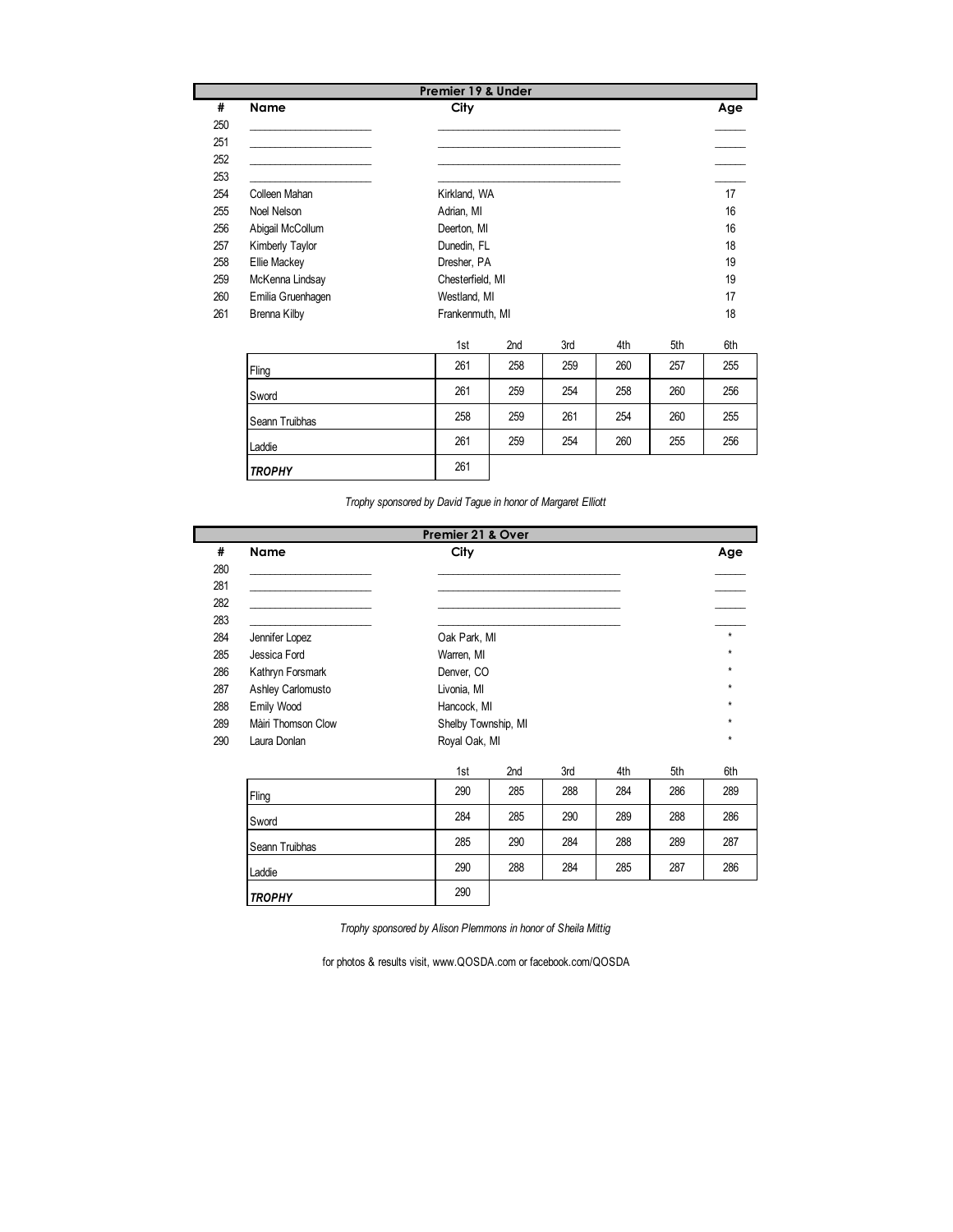## Premier 19 & Under

| # | Name | City | Age |
|---|---|---|---|
| 250 | ____________________ | ______________________________ | _____ |
| 251 | ____________________ | ______________________________ | _____ |
| 252 | ____________________ | ______________________________ | _____ |
| 253 | ____________________ | ______________________________ | _____ |
| 254 | Colleen Mahan | Kirkland, WA | 17 |
| 255 | Noel Nelson | Adrian, MI | 16 |
| 256 | Abigail McCollum | Deerton, MI | 16 |
| 257 | Kimberly Taylor | Dunedin, FL | 18 |
| 258 | Ellie Mackey | Dresher, PA | 19 |
| 259 | McKenna Lindsay | Chesterfield, MI | 19 |
| 260 | Emilia Gruenhagen | Westland, MI | 17 |
| 261 | Brenna Kilby | Frankenmuth, MI | 18 |

| | 1st | 2nd | 3rd | 4th | 5th | 6th |
|---|---|---|---|---|---|---|
| Fling | 261 | 258 | 259 | 260 | 257 | 255 |
| Sword | 261 | 259 | 254 | 258 | 260 | 256 |
| Seann Truibhas | 258 | 259 | 261 | 254 | 260 | 255 |
| Laddie | 261 | 259 | 254 | 260 | 255 | 256 |
| ***TROPHY*** | 261 | | | | | |

*Trophy sponsored by David Tague in honor of Margaret Elliott*

## Premier 21 & Over

| # | Name | City | Age |
|---|---|---|---|
| 280 | ____________________ | ______________________________ | _____ |
| 281 | ____________________ | ______________________________ | _____ |
| 282 | ____________________ | ______________________________ | _____ |
| 283 | ____________________ | ______________________________ | _____ |
| 284 | Jennifer Lopez | Oak Park, MI | * |
| 285 | Jessica Ford | Warren, MI | * |
| 286 | Kathryn Forsmark | Denver, CO | * |
| 287 | Ashley Carlomusto | Livonia, MI | * |
| 288 | Emily Wood | Hancock, MI | * |
| 289 | Màiri Thomson Clow | Shelby Township, MI | * |
| 290 | Laura Donlan | Royal Oak, MI | * |

| | 1st | 2nd | 3rd | 4th | 5th | 6th |
|---|---|---|---|---|---|---|
| Fling | 290 | 285 | 288 | 284 | 286 | 289 |
| Sword | 284 | 285 | 290 | 289 | 288 | 286 |
| Seann Truibhas | 285 | 290 | 284 | 288 | 289 | 287 |
| Laddie | 290 | 288 | 284 | 285 | 287 | 286 |
| ***TROPHY*** | 290 | | | | | |

*Trophy sponsored by Alison Plemmons in honor of Sheila Mittig*

for photos & results visit, www.QOSDA.com or facebook.com/QOSDA